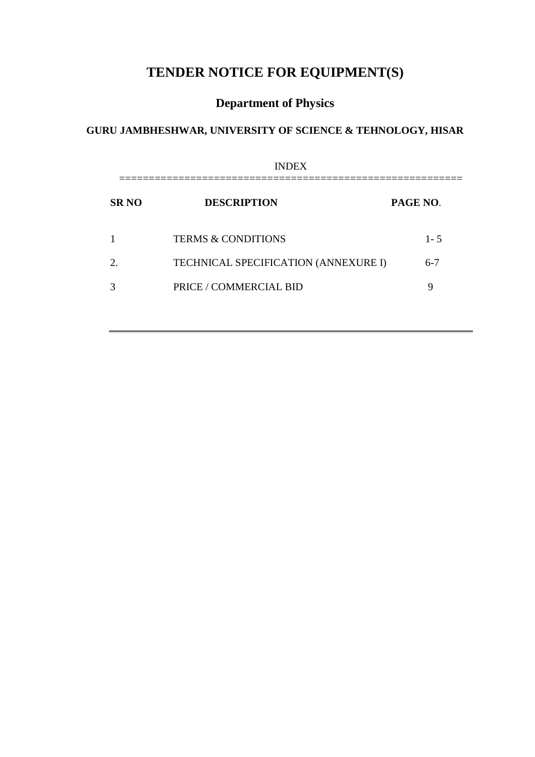# TENDER NOTICE FOR EQUIPMENT(S)

## Department of Physics

### GURU JAMBHESHWAR, UNIVERSITY OF SCIENCE & TEHNOLOGY, HISAR

INDEX

| SR NO | DESCRIPTION | PAGE NO. |
|---|---|---|
| 1 | TERMS & CONDITIONS | 1- 5 |
| 2. | TECHNICAL SPECIFICATION (ANNEXURE I) | 6-7 |
| 3 | PRICE / COMMERCIAL BID | 9 |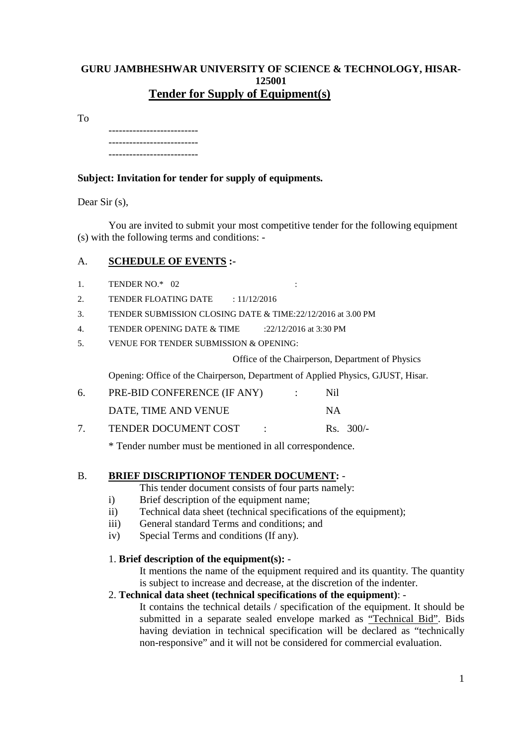**GURU JAMBHESHWAR UNIVERSITY OF SCIENCE & TECHNOLOGY, HISAR-125001**

## Tender for Supply of Equipment(s)

To

-------------------------
-------------------------
-------------------------

**Subject: Invitation for tender for supply of equipments.**

Dear Sir (s),

You are invited to submit your most competitive tender for the following equipment (s) with the following terms and conditions: -

A. **SCHEDULE OF EVENTS :-**

1. TENDER NO.* 02 :
2. TENDER FLOATING DATE : 11/12/2016
3. TENDER SUBMISSION CLOSING DATE & TIME:22/12/2016 at 3.00 PM
4. TENDER OPENING DATE & TIME :22/12/2016 at 3:30 PM
5. VENUE FOR TENDER SUBMISSION & OPENING:

   Office of the Chairperson, Department of Physics

   Opening: Office of the Chairperson, Department of Applied Physics, GJUST, Hisar.
6. PRE-BID CONFERENCE (IF ANY) : Nil

   DATE, TIME AND VENUE NA
7. TENDER DOCUMENT COST : Rs. 300/-

   * Tender number must be mentioned in all correspondence.

B. **BRIEF DISCRIPTIONOF TENDER DOCUMENT:** -

This tender document consists of four parts namely:

i) Brief description of the equipment name;
ii) Technical data sheet (technical specifications of the equipment);
iii) General standard Terms and conditions; and
iv) Special Terms and conditions (If any).

1. **Brief description of the equipment(s):** -

   It mentions the name of the equipment required and its quantity. The quantity is subject to increase and decrease, at the discretion of the indenter.

2. **Technical data sheet (technical specifications of the equipment)**: -

   It contains the technical details / specification of the equipment. It should be submitted in a separate sealed envelope marked as "Technical Bid". Bids having deviation in technical specification will be declared as "technically non-responsive" and it will not be considered for commercial evaluation.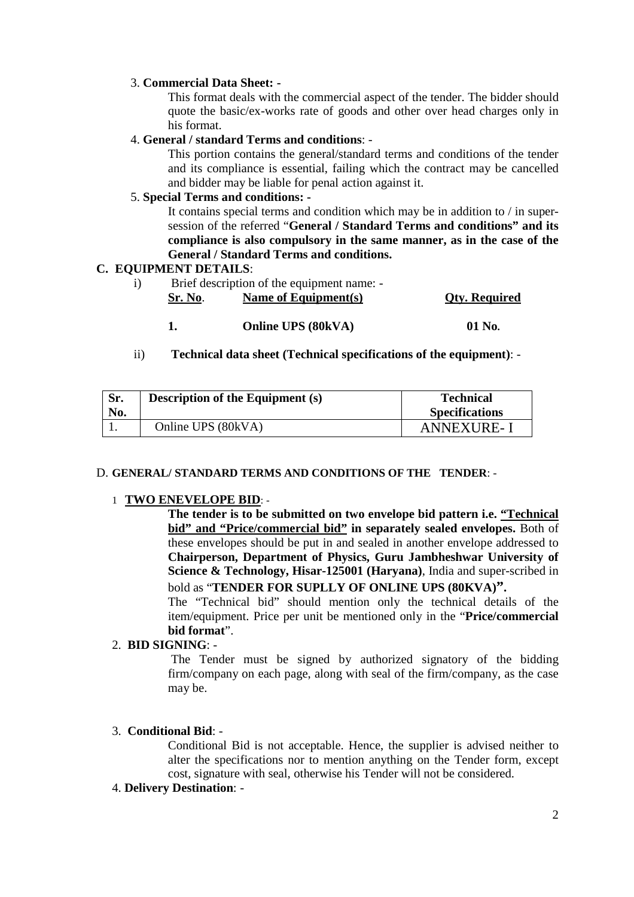3. **Commercial Data Sheet: -**

   This format deals with the commercial aspect of the tender. The bidder should quote the basic/ex-works rate of goods and other over head charges only in his format.

4. **General / standard Terms and conditions**: -

   This portion contains the general/standard terms and conditions of the tender and its compliance is essential, failing which the contract may be cancelled and bidder may be liable for penal action against it.

5. **Special Terms and conditions: -**

   It contains special terms and condition which may be in addition to / in super-session of the referred "**General / Standard Terms and conditions" and its compliance is also compulsory in the same manner, as in the case of the General / Standard Terms and conditions.**

## C. EQUIPMENT DETAILS:

i) Brief description of the equipment name: -

| Sr. No. | Name of Equipment(s) | Qty. Required |
|---|---|---|
| **1.** | **Online UPS (80kVA)** | **01 No.** |

ii) **Technical data sheet (Technical specifications of the equipment)**: -

| Sr. No. | Description of the Equipment (s) | Technical Specifications |
|---|---|---|
| 1. | Online UPS (80kVA) | ANNEXURE- I |

## D. GENERAL/ STANDARD TERMS AND CONDITIONS OF THE TENDER: -

1 **TWO ENEVELOPE BID**: -

**The tender is to be submitted on two envelope bid pattern i.e. "Technical bid" and "Price/commercial bid" in separately sealed envelopes.** Both of these envelopes should be put in and sealed in another envelope addressed to **Chairperson, Department of Physics, Guru Jambheshwar University of Science & Technology, Hisar-125001 (Haryana)**, India and super-scribed in bold as "**TENDER FOR SUPLLY OF ONLINE UPS (80KVA)".**

The "Technical bid" should mention only the technical details of the item/equipment. Price per unit be mentioned only in the "**Price/commercial bid format**".

2. **BID SIGNING**: -

   The Tender must be signed by authorized signatory of the bidding firm/company on each page, along with seal of the firm/company, as the case may be.

3. **Conditional Bid**: -

   Conditional Bid is not acceptable. Hence, the supplier is advised neither to alter the specifications nor to mention anything on the Tender form, except cost, signature with seal, otherwise his Tender will not be considered.

4. **Delivery Destination**: -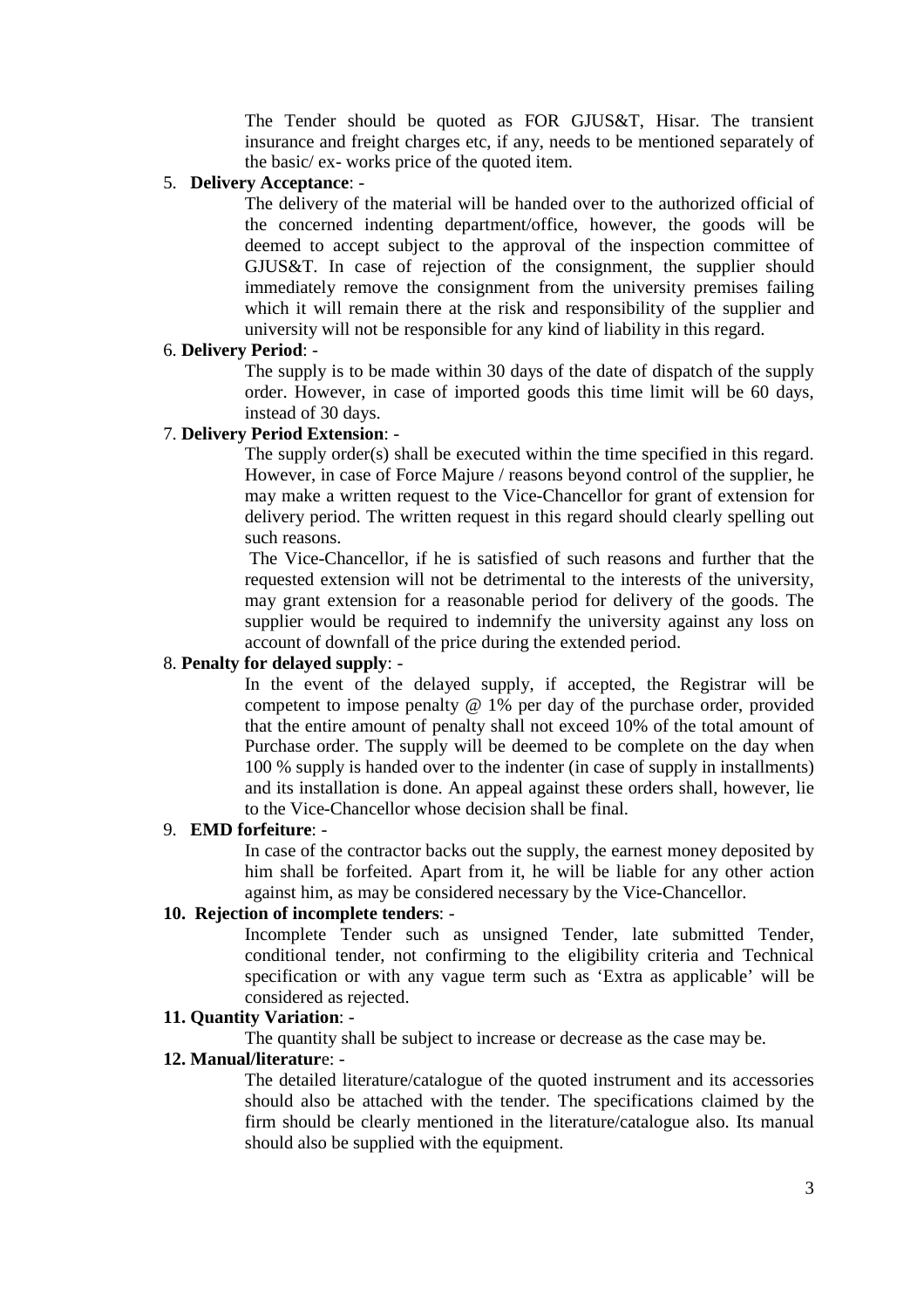The Tender should be quoted as FOR GJUS&T, Hisar. The transient insurance and freight charges etc, if any, needs to be mentioned separately of the basic/ ex- works price of the quoted item.

5. **Delivery Acceptance**: -

   The delivery of the material will be handed over to the authorized official of the concerned indenting department/office, however, the goods will be deemed to accept subject to the approval of the inspection committee of GJUS&T. In case of rejection of the consignment, the supplier should immediately remove the consignment from the university premises failing which it will remain there at the risk and responsibility of the supplier and university will not be responsible for any kind of liability in this regard.

6. **Delivery Period**: -

   The supply is to be made within 30 days of the date of dispatch of the supply order. However, in case of imported goods this time limit will be 60 days, instead of 30 days.

7. **Delivery Period Extension**: -

   The supply order(s) shall be executed within the time specified in this regard. However, in case of Force Majure / reasons beyond control of the supplier, he may make a written request to the Vice-Chancellor for grant of extension for delivery period. The written request in this regard should clearly spelling out such reasons.

   The Vice-Chancellor, if he is satisfied of such reasons and further that the requested extension will not be detrimental to the interests of the university, may grant extension for a reasonable period for delivery of the goods. The supplier would be required to indemnify the university against any loss on account of downfall of the price during the extended period.

8. **Penalty for delayed supply**: -

   In the event of the delayed supply, if accepted, the Registrar will be competent to impose penalty @ 1% per day of the purchase order, provided that the entire amount of penalty shall not exceed 10% of the total amount of Purchase order. The supply will be deemed to be complete on the day when 100 % supply is handed over to the indenter (in case of supply in installments) and its installation is done. An appeal against these orders shall, however, lie to the Vice-Chancellor whose decision shall be final.

9. **EMD forfeiture**: -

   In case of the contractor backs out the supply, the earnest money deposited by him shall be forfeited. Apart from it, he will be liable for any other action against him, as may be considered necessary by the Vice-Chancellor.

10. **Rejection of incomplete tenders**: -

    Incomplete Tender such as unsigned Tender, late submitted Tender, conditional tender, not confirming to the eligibility criteria and Technical specification or with any vague term such as 'Extra as applicable' will be considered as rejected.

11. **Quantity Variation**: -

    The quantity shall be subject to increase or decrease as the case may be.

12. **Manual/literatur**e: -

    The detailed literature/catalogue of the quoted instrument and its accessories should also be attached with the tender. The specifications claimed by the firm should be clearly mentioned in the literature/catalogue also. Its manual should also be supplied with the equipment.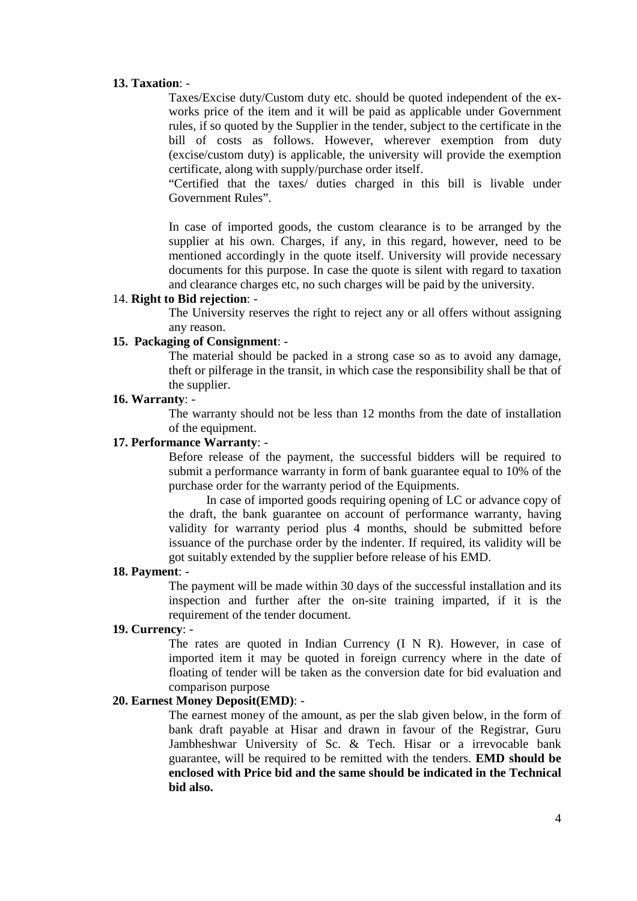**13. Taxation**: -

Taxes/Excise duty/Custom duty etc. should be quoted independent of the ex-works price of the item and it will be paid as applicable under Government rules, if so quoted by the Supplier in the tender, subject to the certificate in the bill of costs as follows. However, wherever exemption from duty (excise/custom duty) is applicable, the university will provide the exemption certificate, along with supply/purchase order itself.

"Certified that the taxes/ duties charged in this bill is livable under Government Rules".

In case of imported goods, the custom clearance is to be arranged by the supplier at his own. Charges, if any, in this regard, however, need to be mentioned accordingly in the quote itself. University will provide necessary documents for this purpose. In case the quote is silent with regard to taxation and clearance charges etc, no such charges will be paid by the university.

14. **Right to Bid rejection**: -

The University reserves the right to reject any or all offers without assigning any reason.

**15. Packaging of Consignment**: -

The material should be packed in a strong case so as to avoid any damage, theft or pilferage in the transit, in which case the responsibility shall be that of the supplier.

**16. Warranty**: -

The warranty should not be less than 12 months from the date of installation of the equipment.

**17. Performance Warranty**: -

Before release of the payment, the successful bidders will be required to submit a performance warranty in form of bank guarantee equal to 10% of the purchase order for the warranty period of the Equipments.

In case of imported goods requiring opening of LC or advance copy of the draft, the bank guarantee on account of performance warranty, having validity for warranty period plus 4 months, should be submitted before issuance of the purchase order by the indenter. If required, its validity will be got suitably extended by the supplier before release of his EMD.

**18. Payment**: -

The payment will be made within 30 days of the successful installation and its inspection and further after the on-site training imparted, if it is the requirement of the tender document.

**19. Currency**: -

The rates are quoted in Indian Currency (I N R). However, in case of imported item it may be quoted in foreign currency where in the date of floating of tender will be taken as the conversion date for bid evaluation and comparison purpose

**20. Earnest Money Deposit(EMD)**: -

The earnest money of the amount, as per the slab given below, in the form of bank draft payable at Hisar and drawn in favour of the Registrar, Guru Jambheshwar University of Sc. & Tech. Hisar or a irrevocable bank guarantee, will be required to be remitted with the tenders. **EMD should be enclosed with Price bid and the same should be indicated in the Technical bid also.**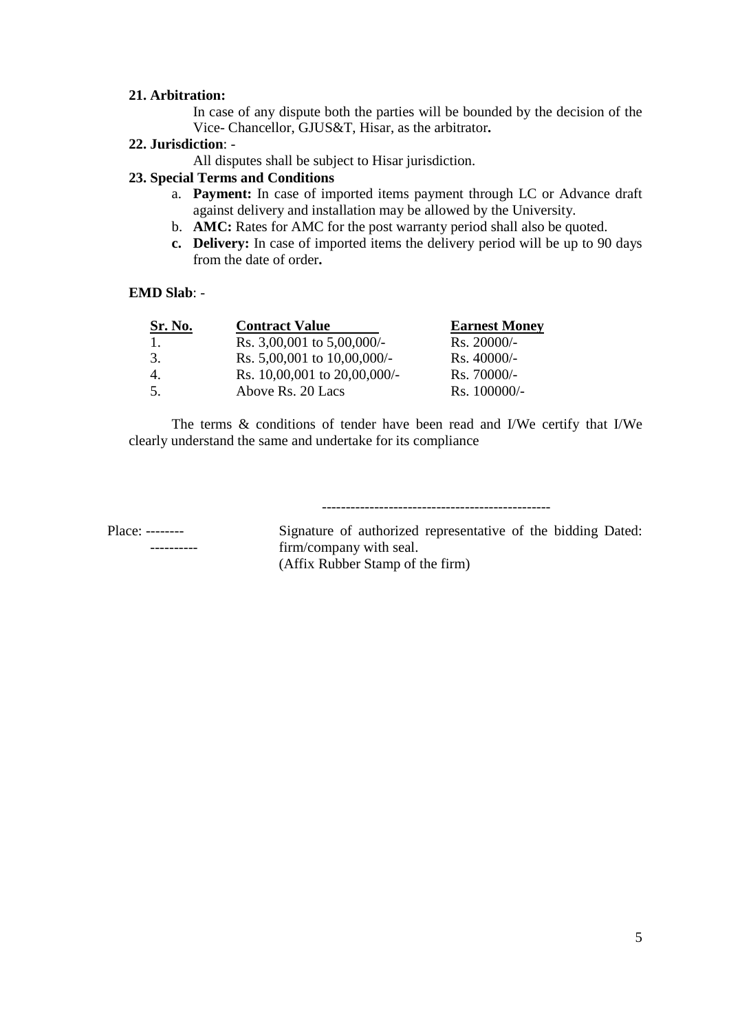**21. Arbitration:**

In case of any dispute both the parties will be bounded by the decision of the Vice- Chancellor, GJUS&T, Hisar, as the arbitrator**.**

**22. Jurisdiction**: -

All disputes shall be subject to Hisar jurisdiction.

**23. Special Terms and Conditions**

a. **Payment:** In case of imported items payment through LC or Advance draft against delivery and installation may be allowed by the University.
b. **AMC:** Rates for AMC for the post warranty period shall also be quoted.
c. **Delivery:** In case of imported items the delivery period will be up to 90 days from the date of order**.**

**EMD Slab**: -

| Sr. No. | Contract Value | Earnest Money |
|---|---|---|
| 1. | Rs. 3,00,001 to 5,00,000/- | Rs. 20000/- |
| 3. | Rs. 5,00,001 to 10,00,000/- | Rs. 40000/- |
| 4. | Rs. 10,00,001 to 20,00,000/- | Rs. 70000/- |
| 5. | Above Rs. 20 Lacs | Rs. 100000/- |

The terms & conditions of tender have been read and I/We certify that I/We clearly understand the same and undertake for its compliance

-----------------------------------------------

Place: ------------------

Signature of authorized representative of the bidding firm/company with seal.
(Affix Rubber Stamp of the firm)

Dated: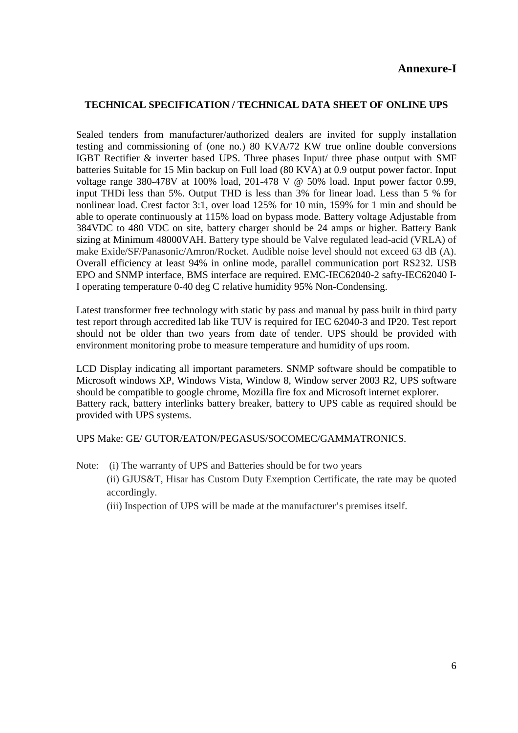**Annexure-I**

**TECHNICAL SPECIFICATION / TECHNICAL DATA SHEET OF ONLINE UPS**

Sealed tenders from manufacturer/authorized dealers are invited for supply installation testing and commissioning of (one no.) 80 KVA/72 KW true online double conversions IGBT Rectifier & inverter based UPS. Three phases Input/ three phase output with SMF batteries Suitable for 15 Min backup on Full load (80 KVA) at 0.9 output power factor. Input voltage range 380-478V at 100% load, 201-478 V @ 50% load. Input power factor 0.99, input THDi less than 5%. Output THD is less than 3% for linear load. Less than 5 % for nonlinear load. Crest factor 3:1, over load 125% for 10 min, 159% for 1 min and should be able to operate continuously at 115% load on bypass mode. Battery voltage Adjustable from 384VDC to 480 VDC on site, battery charger should be 24 amps or higher. Battery Bank sizing at Minimum 48000VAH. Battery type should be Valve regulated lead-acid (VRLA) of make Exide/SF/Panasonic/Amron/Rocket. Audible noise level should not exceed 63 dB (A). Overall efficiency at least 94% in online mode, parallel communication port RS232. USB EPO and SNMP interface, BMS interface are required. EMC-IEC62040-2 safty-IEC62040 I-I operating temperature 0-40 deg C relative humidity 95% Non-Condensing.

Latest transformer free technology with static by pass and manual by pass built in third party test report through accredited lab like TUV is required for IEC 62040-3 and IP20. Test report should not be older than two years from date of tender. UPS should be provided with environment monitoring probe to measure temperature and humidity of ups room.

LCD Display indicating all important parameters. SNMP software should be compatible to Microsoft windows XP, Windows Vista, Window 8, Window server 2003 R2, UPS software should be compatible to google chrome, Mozilla fire fox and Microsoft internet explorer.
Battery rack, battery interlinks battery breaker, battery to UPS cable as required should be provided with UPS systems.

UPS Make: GE/ GUTOR/EATON/PEGASUS/SOCOMEC/GAMMATRONICS.

Note:
(i) The warranty of UPS and Batteries should be for two years
(ii) GJUS&T, Hisar has Custom Duty Exemption Certificate, the rate may be quoted accordingly.
(iii) Inspection of UPS will be made at the manufacturer's premises itself.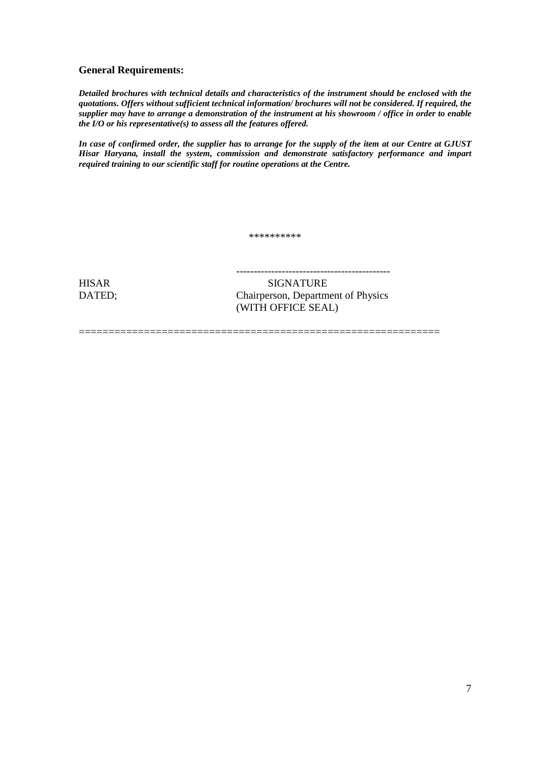### General Requirements:

***Detailed brochures with technical details and characteristics of the instrument should be enclosed with the quotations. Offers without sufficient technical information/ brochures will not be considered. If required, the supplier may have to arrange a demonstration of the instrument at his showroom / office in order to enable the I/O or his representative(s) to assess all the features offered.***

***In case of confirmed order, the supplier has to arrange for the supply of the item at our Centre at GJUST Hisar Haryana, install the system, commission and demonstrate satisfactory performance and impart required training to our scientific staff for routine operations at the Centre.***

**********

--------------------------------------------

HISAR SIGNATURE

DATED; Chairperson, Department of Physics

(WITH OFFICE SEAL)

============================================================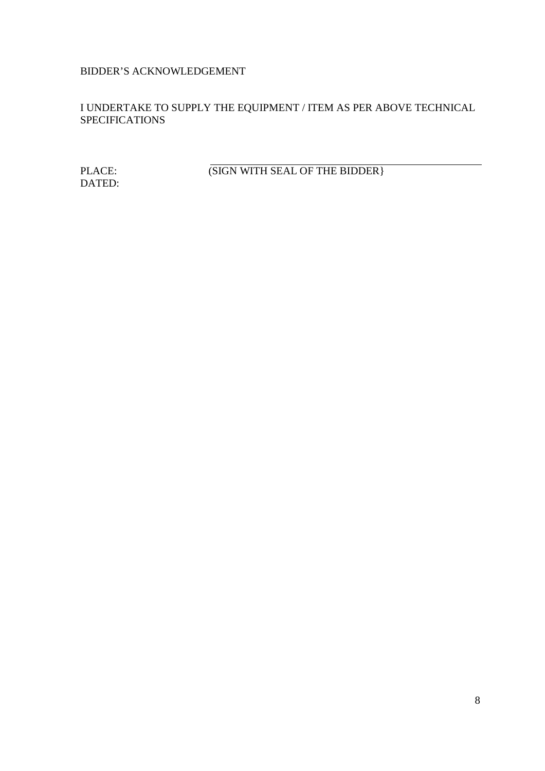BIDDER'S ACKNOWLEDGEMENT

I UNDERTAKE TO SUPPLY THE EQUIPMENT / ITEM AS PER ABOVE TECHNICAL SPECIFICATIONS

PLACE: (SIGN WITH SEAL OF THE BIDDER}

DATED: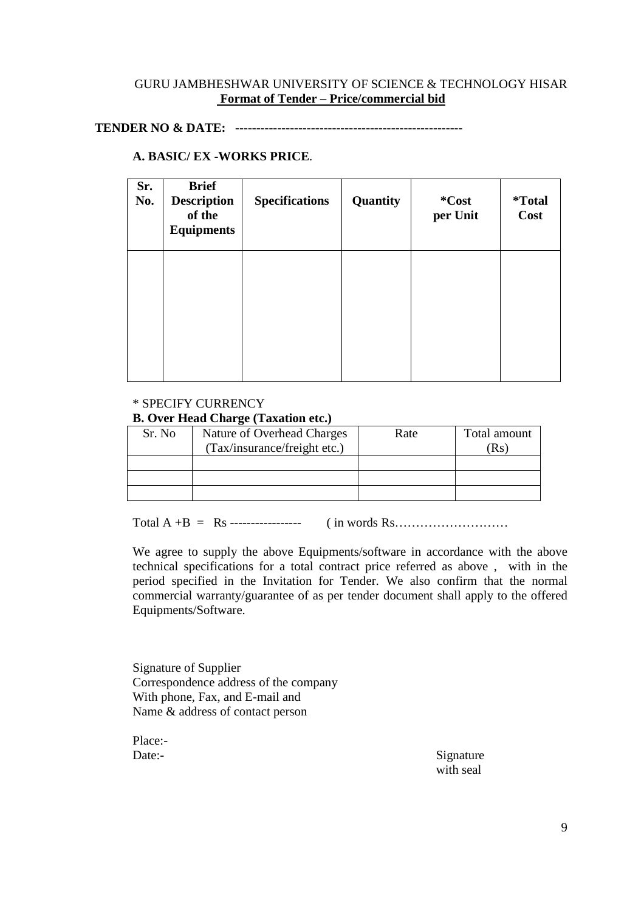GURU JAMBHESHWAR UNIVERSITY OF SCIENCE & TECHNOLOGY HISAR

**Format of Tender – Price/commercial bid**

**TENDER NO & DATE: -----------------------------------------------------**

**A. BASIC/ EX -WORKS PRICE**.

| **Sr. No.** | **Brief Description of the Equipments** | **Specifications** | **Quantity** | ***Cost per Unit** | ***Total Cost** |
|---|---|---|---|---|---|
| | | | | | |

* SPECIFY CURRENCY

**B. Over Head Charge (Taxation etc.)**

| Sr. No | Nature of Overhead Charges (Tax/insurance/freight etc.) | Rate | Total amount (Rs) |
|---|---|---|---|
| | | | |
| | | | |
| | | | |

Total A +B = Rs ----------------- ( in words Rs………………………

We agree to supply the above Equipments/software in accordance with the above technical specifications for a total contract price referred as above , with in the period specified in the Invitation for Tender. We also confirm that the normal commercial warranty/guarantee of as per tender document shall apply to the offered Equipments/Software.

Signature of Supplier
Correspondence address of the company
With phone, Fax, and E-mail and
Name & address of contact person

Place:-
Date:-

Signature
with seal